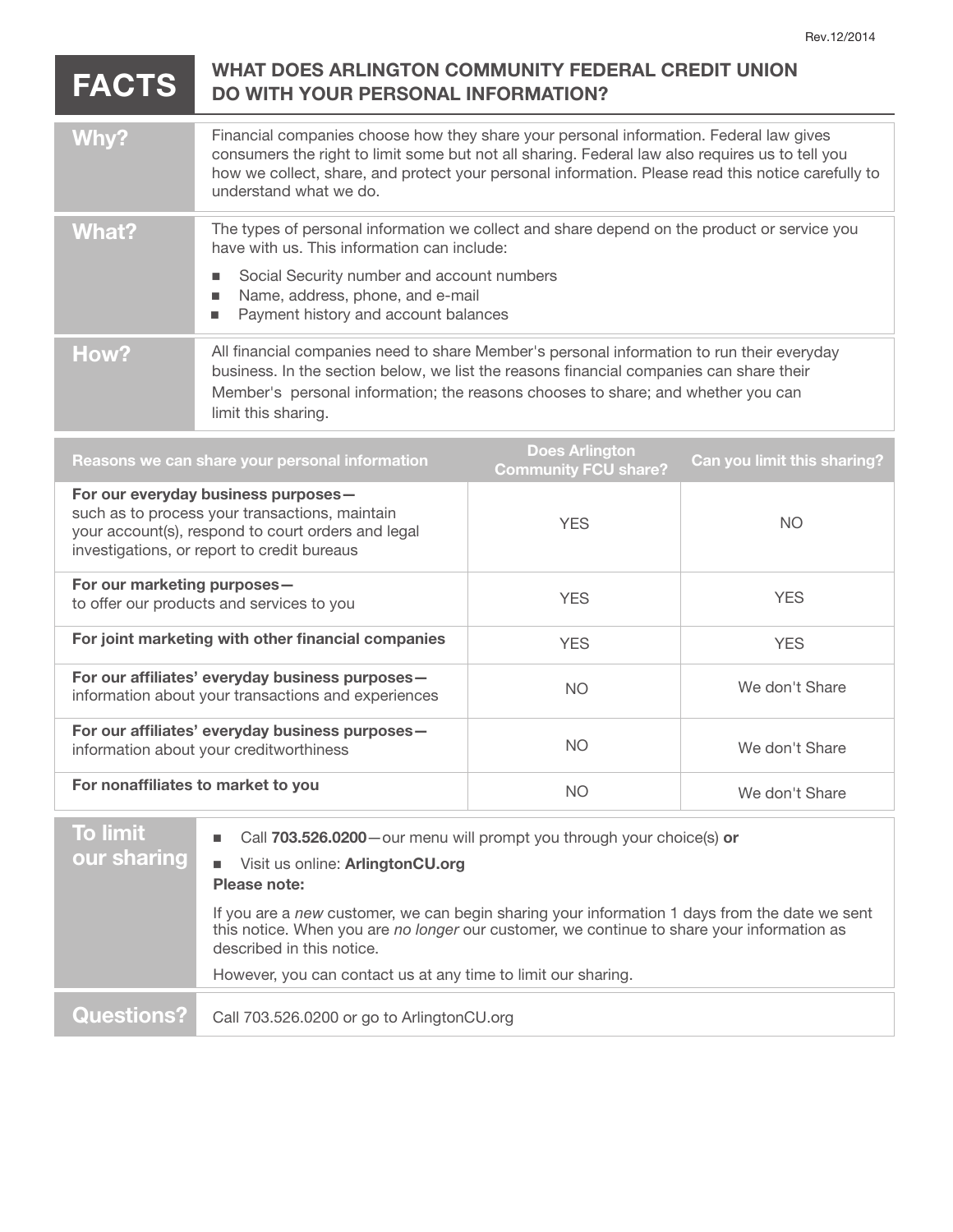Rev.12/2014

# FACTS — WHAT DOES ARLINGTON COMMUNITY FEDERAL CREDIT UNION DO WITH YOUR PERSONAL INFORMATION?

| | |
|---|---|
| **Why?** | Financial companies choose how they share your personal information. Federal law gives consumers the right to limit some but not all sharing. Federal law also requires us to tell you how we collect, share, and protect your personal information. Please read this notice carefully to understand what we do. |
| **What?** | The types of personal information we collect and share depend on the product or service you have with us. This information can include:<br>▪ Social Security number and account numbers<br>▪ Name, address, phone, and e-mail<br>▪ Payment history and account balances |
| **How?** | All financial companies need to share Member's personal information to run their everyday business. In the section below, we list the reasons financial companies can share their Member's personal information; the reasons chooses to share; and whether you can limit this sharing. |

| Reasons we can share your personal information | Does Arlington Community FCU share? | Can you limit this sharing? |
|---|---|---|
| **For our everyday business purposes—** such as to process your transactions, maintain your account(s), respond to court orders and legal investigations, or report to credit bureaus | YES | NO |
| **For our marketing purposes—** to offer our products and services to you | YES | YES |
| **For joint marketing with other financial companies** | YES | YES |
| **For our affiliates' everyday business purposes—** information about your transactions and experiences | NO | We don't Share |
| **For our affiliates' everyday business purposes—** information about your creditworthiness | NO | We don't Share |
| **For nonaffiliates to market to you** | NO | We don't Share |

| | |
|---|---|
| **To limit our sharing** | ▪ Call **703.526.0200**—our menu will prompt you through your choice(s) **or**<br>▪ Visit us online: **ArlingtonCU.org**<br>**Please note:**<br>If you are a *new* customer, we can begin sharing your information 1 days from the date we sent this notice. When you are *no longer* our customer, we continue to share your information as described in this notice.<br>However, you can contact us at any time to limit our sharing. |
| **Questions?** | Call 703.526.0200 or go to ArlingtonCU.org |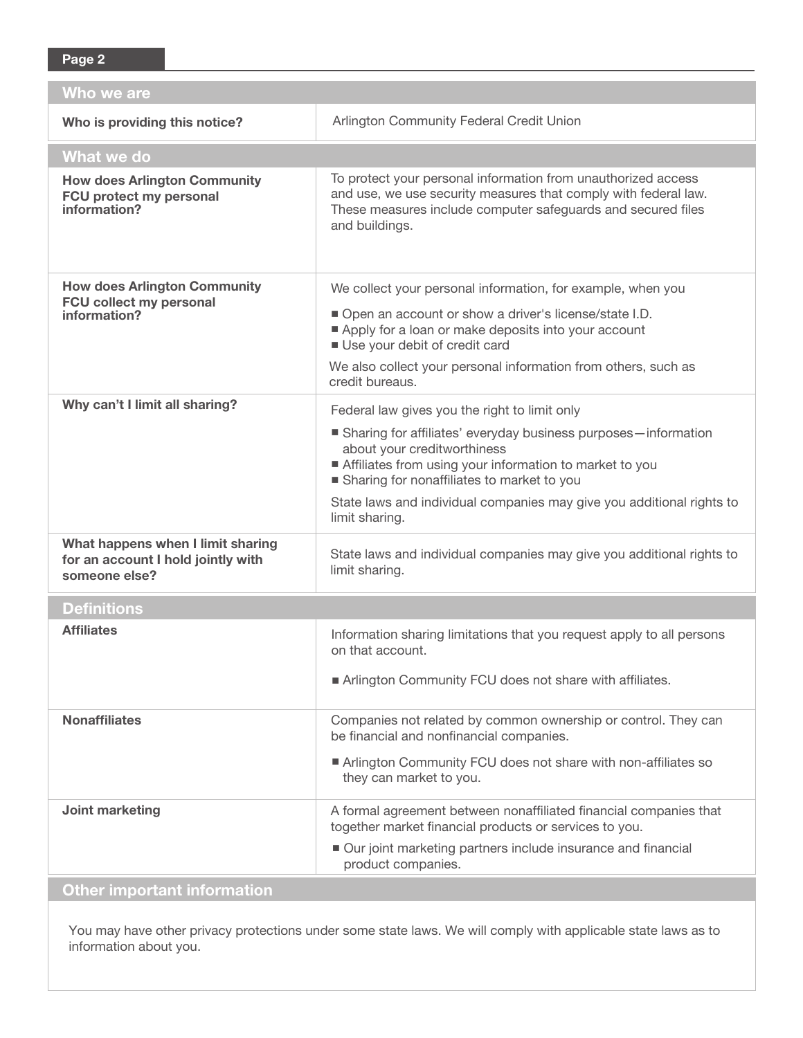| Who we are | |
|---|---|
| **Who is providing this notice?** | Arlington Community Federal Credit Union |

| What we do | |
|---|---|
| **How does Arlington Community FCU protect my personal information?** | To protect your personal information from unauthorized access and use, we use security measures that comply with federal law. These measures include computer safeguards and secured files and buildings. |
| **How does Arlington Community FCU collect my personal information?** | We collect your personal information, for example, when you<br>■ Open an account or show a driver's license/state I.D.<br>■ Apply for a loan or make deposits into your account<br>■ Use your debit of credit card<br>We also collect your personal information from others, such as credit bureaus. |
| **Why can't I limit all sharing?** | Federal law gives you the right to limit only<br>■ Sharing for affiliates' everyday business purposes—information about your creditworthiness<br>■ Affiliates from using your information to market to you<br>■ Sharing for nonaffiliates to market to you<br>State laws and individual companies may give you additional rights to limit sharing. |
| **What happens when I limit sharing for an account I hold jointly with someone else?** | State laws and individual companies may give you additional rights to limit sharing. |

| Definitions | |
|---|---|
| **Affiliates** | Information sharing limitations that you request apply to all persons on that account.<br>■ Arlington Community FCU does not share with affiliates. |
| **Nonaffiliates** | Companies not related by common ownership or control. They can be financial and nonfinancial companies.<br>■ Arlington Community FCU does not share with non-affiliates so they can market to you. |
| **Joint marketing** | A formal agreement between nonaffiliated financial companies that together market financial products or services to you.<br>■ Our joint marketing partners include insurance and financial product companies. |

## Other important information

You may have other privacy protections under some state laws. We will comply with applicable state laws as to information about you.